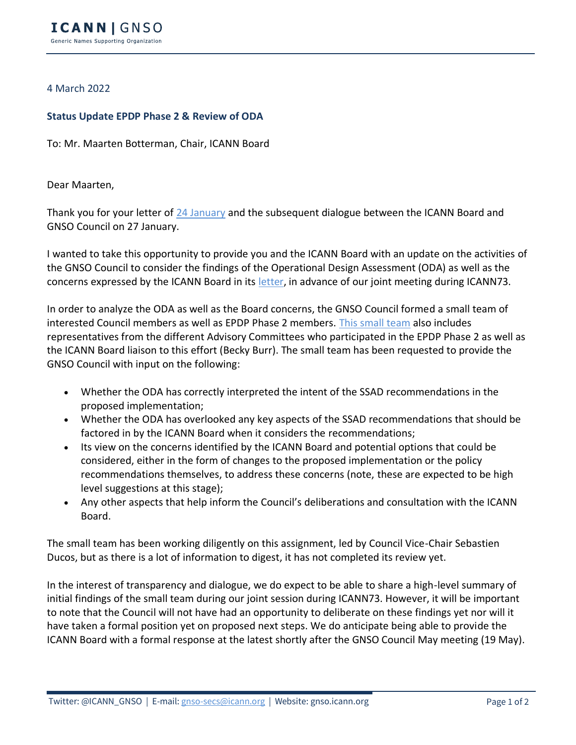**ICANN | GNSO**
Generic Names Supporting Organization

4 March 2022

**Status Update EPDP Phase 2 & Review of ODA**

To: Mr. Maarten Botterman, Chair, ICANN Board

Dear Maarten,

Thank you for your letter of [24 January](#) and the subsequent dialogue between the ICANN Board and GNSO Council on 27 January.

I wanted to take this opportunity to provide you and the ICANN Board with an update on the activities of the GNSO Council to consider the findings of the Operational Design Assessment (ODA) as well as the concerns expressed by the ICANN Board in its [letter](#), in advance of our joint meeting during ICANN73.

In order to analyze the ODA as well as the Board concerns, the GNSO Council formed a small team of interested Council members as well as EPDP Phase 2 members. [This small team](#) also includes representatives from the different Advisory Committees who participated in the EPDP Phase 2 as well as the ICANN Board liaison to this effort (Becky Burr). The small team has been requested to provide the GNSO Council with input on the following:

- Whether the ODA has correctly interpreted the intent of the SSAD recommendations in the proposed implementation;
- Whether the ODA has overlooked any key aspects of the SSAD recommendations that should be factored in by the ICANN Board when it considers the recommendations;
- Its view on the concerns identified by the ICANN Board and potential options that could be considered, either in the form of changes to the proposed implementation or the policy recommendations themselves, to address these concerns (note, these are expected to be high level suggestions at this stage);
- Any other aspects that help inform the Council's deliberations and consultation with the ICANN Board.

The small team has been working diligently on this assignment, led by Council Vice-Chair Sebastien Ducos, but as there is a lot of information to digest, it has not completed its review yet.

In the interest of transparency and dialogue, we do expect to be able to share a high-level summary of initial findings of the small team during our joint session during ICANN73. However, it will be important to note that the Council will not have had an opportunity to deliberate on these findings yet nor will it have taken a formal position yet on proposed next steps. We do anticipate being able to provide the ICANN Board with a formal response at the latest shortly after the GNSO Council May meeting (19 May).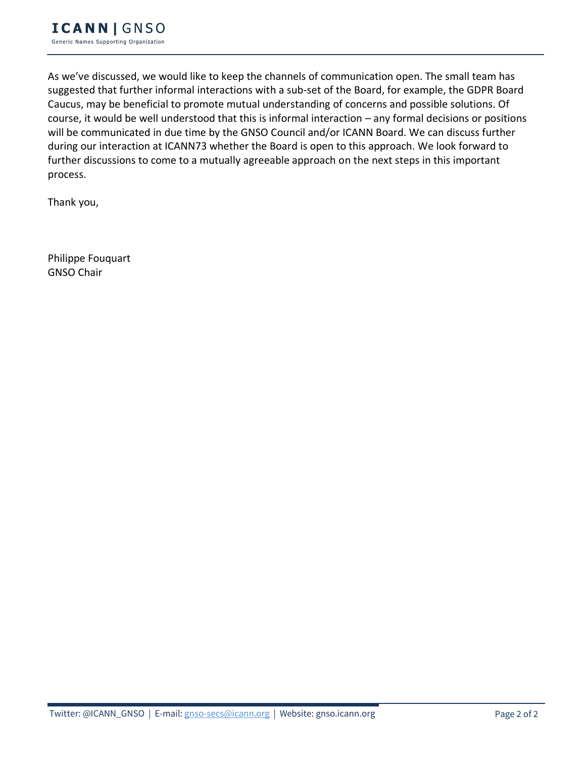As we've discussed, we would like to keep the channels of communication open. The small team has suggested that further informal interactions with a sub-set of the Board, for example, the GDPR Board Caucus, may be beneficial to promote mutual understanding of concerns and possible solutions. Of course, it would be well understood that this is informal interaction – any formal decisions or positions will be communicated in due time by the GNSO Council and/or ICANN Board. We can discuss further during our interaction at ICANN73 whether the Board is open to this approach. We look forward to further discussions to come to a mutually agreeable approach on the next steps in this important process.

Thank you,

Philippe Fouquart
GNSO Chair